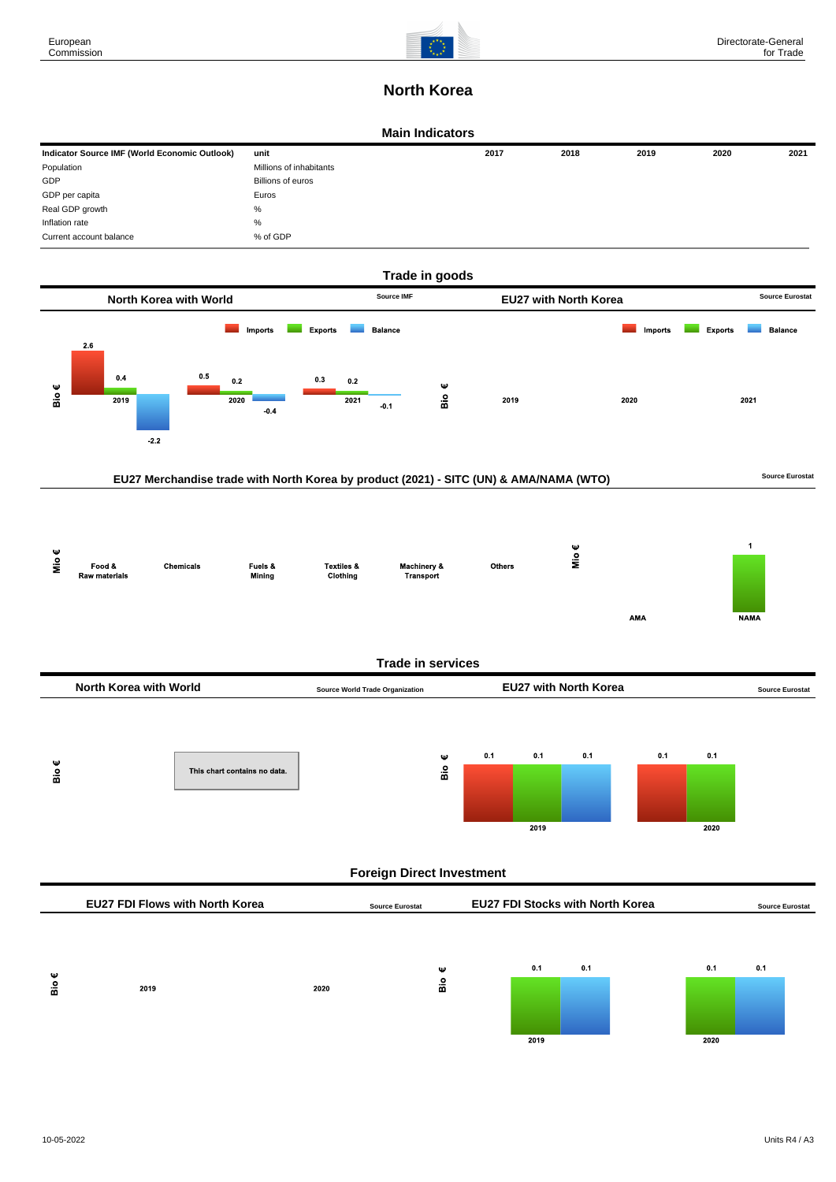# North Korea

## Main Indicators

| Indicator Source IMF (World Economic Outlook) | unit | 2017 | 2018 | 2019 | 2020 | 2021 |
|---|---|---|---|---|---|---|
| Population | Millions of inhabitants | | | | | |
| GDP | Billions of euros | | | | | |
| GDP per capita | Euros | | | | | |
| Real GDP growth | % | | | | | |
| Inflation rate | % | | | | | |
| Current account balance | % of GDP | | | | | |

## Trade in goods

### North Korea with World

Source IMF

Bio €

| | Imports | Exports | Balance |
|---|---|---|---|
| 2019 | 2.6 | 0.4 | -2.2 |
| 2020 | 0.5 | 0.2 | -0.4 |
| 2021 | 0.3 | 0.2 | -0.1 |

### EU27 with North Korea

Source Eurostat

Bio €

Imports, Exports, Balance

2019, 2020, 2021

### EU27 Merchandise trade with North Korea by product (2021) - SITC (UN) & AMA/NAMA (WTO)

Source Eurostat

Mio €

Food & Raw materials, Chemicals, Fuels & Mining, Textiles & Clothing, Machinery & Transport, Others

Mio €

| | Value |
|---|---|
| AMA | |
| NAMA | 1 |

## Trade in services

### North Korea with World

Source World Trade Organization

Bio €

This chart contains no data.

### EU27 with North Korea

Source Eurostat

Bio €

| | Imports | Exports | Balance |
|---|---|---|---|
| 2019 | 0.1 | 0.1 | 0.1 |
| 2020 | 0.1 | 0.1 | |

## Foreign Direct Investment

### EU27 FDI Flows with North Korea

Source Eurostat

Bio €

2019, 2020

### EU27 FDI Stocks with North Korea

Source Eurostat

Bio €

| | | |
|---|---|---|
| 2019 | 0.1 | 0.1 |
| 2020 | 0.1 | 0.1 |

10-05-2022

Units R4 / A3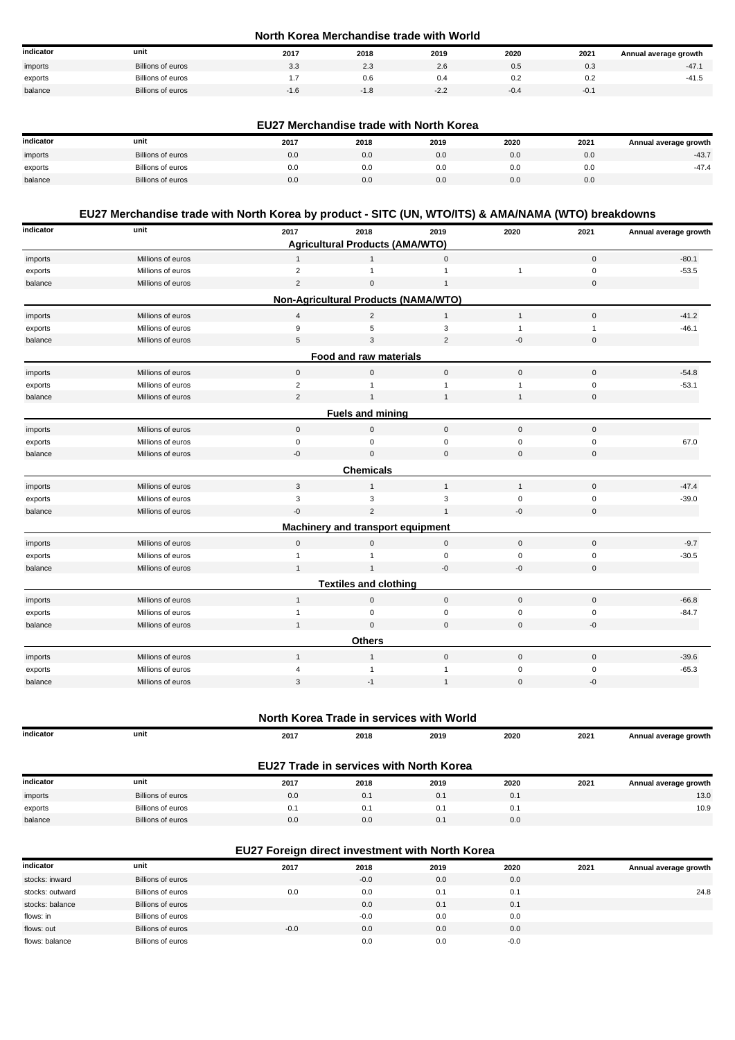## North Korea Merchandise trade with World

| indicator | unit | 2017 | 2018 | 2019 | 2020 | 2021 | Annual average growth |
|---|---|---|---|---|---|---|---|
| imports | Billions of euros | 3.3 | 2.3 | 2.6 | 0.5 | 0.3 | -47.1 |
| exports | Billions of euros | 1.7 | 0.6 | 0.4 | 0.2 | 0.2 | -41.5 |
| balance | Billions of euros | -1.6 | -1.8 | -2.2 | -0.4 | -0.1 | |

## EU27 Merchandise trade with North Korea

| indicator | unit | 2017 | 2018 | 2019 | 2020 | 2021 | Annual average growth |
|---|---|---|---|---|---|---|---|
| imports | Billions of euros | 0.0 | 0.0 | 0.0 | 0.0 | 0.0 | -43.7 |
| exports | Billions of euros | 0.0 | 0.0 | 0.0 | 0.0 | 0.0 | -47.4 |
| balance | Billions of euros | 0.0 | 0.0 | 0.0 | 0.0 | 0.0 | |

## EU27 Merchandise trade with North Korea by product - SITC (UN, WTO/ITS) & AMA/NAMA (WTO) breakdowns

| indicator | unit | 2017 | 2018 | 2019 | 2020 | 2021 | Annual average growth |
|---|---|---|---|---|---|---|---|
| **Agricultural Products (AMA/WTO)** | | | | | | | |
| imports | Millions of euros | 1 | 1 | 0 | | 0 | -80.1 |
| exports | Millions of euros | 2 | 1 | 1 | 1 | 0 | -53.5 |
| balance | Millions of euros | 2 | 0 | 1 | | 0 | |
| **Non-Agricultural Products (NAMA/WTO)** | | | | | | | |
| imports | Millions of euros | 4 | 2 | 1 | 1 | 0 | -41.2 |
| exports | Millions of euros | 9 | 5 | 3 | 1 | 1 | -46.1 |
| balance | Millions of euros | 5 | 3 | 2 | -0 | 0 | |
| **Food and raw materials** | | | | | | | |
| imports | Millions of euros | 0 | 0 | 0 | 0 | 0 | -54.8 |
| exports | Millions of euros | 2 | 1 | 1 | 1 | 0 | -53.1 |
| balance | Millions of euros | 2 | 1 | 1 | 1 | 0 | |
| **Fuels and mining** | | | | | | | |
| imports | Millions of euros | 0 | 0 | 0 | 0 | 0 | |
| exports | Millions of euros | 0 | 0 | 0 | 0 | 0 | 67.0 |
| balance | Millions of euros | -0 | 0 | 0 | 0 | 0 | |
| **Chemicals** | | | | | | | |
| imports | Millions of euros | 3 | 1 | 1 | 1 | 0 | -47.4 |
| exports | Millions of euros | 3 | 3 | 3 | 0 | 0 | -39.0 |
| balance | Millions of euros | -0 | 2 | 1 | -0 | 0 | |
| **Machinery and transport equipment** | | | | | | | |
| imports | Millions of euros | 0 | 0 | 0 | 0 | 0 | -9.7 |
| exports | Millions of euros | 1 | 1 | 0 | 0 | 0 | -30.5 |
| balance | Millions of euros | 1 | 1 | -0 | -0 | 0 | |
| **Textiles and clothing** | | | | | | | |
| imports | Millions of euros | 1 | 0 | 0 | 0 | 0 | -66.8 |
| exports | Millions of euros | 1 | 0 | 0 | 0 | 0 | -84.7 |
| balance | Millions of euros | 1 | 0 | 0 | 0 | -0 | |
| **Others** | | | | | | | |
| imports | Millions of euros | 1 | 1 | 0 | 0 | 0 | -39.6 |
| exports | Millions of euros | 4 | 1 | 1 | 0 | 0 | -65.3 |
| balance | Millions of euros | 3 | -1 | 1 | 0 | -0 | |

## North Korea Trade in services with World

| indicator | unit | 2017 | 2018 | 2019 | 2020 | 2021 | Annual average growth |
|---|---|---|---|---|---|---|---|

## EU27 Trade in services with North Korea

| indicator | unit | 2017 | 2018 | 2019 | 2020 | 2021 | Annual average growth |
|---|---|---|---|---|---|---|---|
| imports | Billions of euros | 0.0 | 0.1 | 0.1 | 0.1 | | 13.0 |
| exports | Billions of euros | 0.1 | 0.1 | 0.1 | 0.1 | | 10.9 |
| balance | Billions of euros | 0.0 | 0.0 | 0.1 | 0.0 | | |

## EU27 Foreign direct investment with North Korea

| indicator | unit | 2017 | 2018 | 2019 | 2020 | 2021 | Annual average growth |
|---|---|---|---|---|---|---|---|
| stocks: inward | Billions of euros | | -0.0 | 0.0 | 0.0 | | |
| stocks: outward | Billions of euros | 0.0 | 0.0 | 0.1 | 0.1 | | 24.8 |
| stocks: balance | Billions of euros | | 0.0 | 0.1 | 0.1 | | |
| flows: in | Billions of euros | | -0.0 | 0.0 | 0.0 | | |
| flows: out | Billions of euros | -0.0 | 0.0 | 0.0 | 0.0 | | |
| flows: balance | Billions of euros | | 0.0 | 0.0 | -0.0 | | |